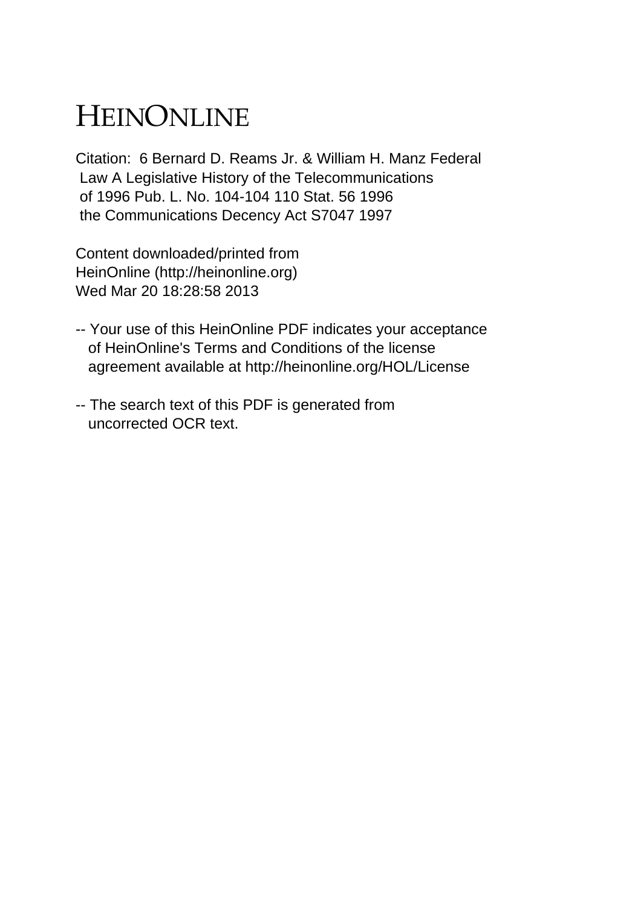# HEINONLINE

Citation: 6 Bernard D. Reams Jr. & William H. Manz Federal Law A Legislative History of the Telecommunications of 1996 Pub. L. No. 104-104 110 Stat. 56 1996 the Communications Decency Act S7047 1997

Content downloaded/printed from HeinOnline (http://heinonline.org) Wed Mar 20 18:28:58 2013

-- Your use of this HeinOnline PDF indicates your acceptance of HeinOnline's Terms and Conditions of the license agreement available at http://heinonline.org/HOL/License

-- The search text of this PDF is generated from uncorrected OCR text.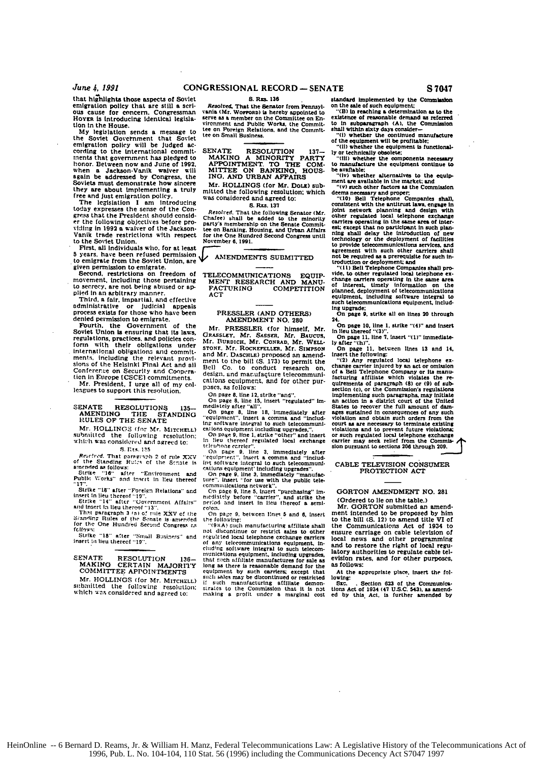that highlights those aspects of Soviet emigration policy that are still a serious cause for concern. Congressman HOYER is introducing identical legislation in the House.

My legislation sends a message to the Soviet Government that Soviet emigration policy will be judged according to the international commitments that government has pledged to honor. Between now and June of 1992, when a Jackson-Vanik waiver will again be addressed by Congress, the Soviets must demonstrate how sincere they are about implementing a truly free and just emigration policy.

The legislation I am introducing today expresses the sense of the Congress that the President should consider the following objectives before providing in 1992 a waiver of the Jackson-Vanik trade restrictions with respect to the Soviet Union.

First, all individuals who, for at least 5 years, have been refused permission to emigrate from the Soviet Union, are given permission to emigrate.

Second, restrictions on freedom of movement, including those pertaining to secrecy, are not being abused or applied in an arbitrary manner.

Third, a fair, impartial, and effective administrative or judicial appeals process exists for those who have been denied permission to emigrate.

Fourth, the Government of the Soviet Union is ensuring that its laws, regulations, practices, and policies conform with their obligations under international obligations and commitments, including the relevant provisions of the Helsinki Final Act and all Conference on Security and Cooperation in Europe [CSCE] commitments.

Mr. President, I urge all of my colleagues to support this resolution.

## SENATE RESOLUTIONS 135—AMENDING THE STANDING RULES OF THE SENATE

Mr. HOLLINGS (for Mr. MITCHELL) submitted the following resolution; which was considered and agreed to:

S. RES. 135

*Resolved*, That paragraph 2 of rule XXV of the Standing Rules of the Senate is amended as follows:

Strike "16" after "Environment and Public Works" and insert in lieu thereof "17".

Strike "18" after "Foreign Relations" and insert in lieu thereof "19".

Strike "14" after "Government Affairs" and insert in lieu thereof "13".

That paragraph 3 (a) of rule XXV of the Standing Rules of the Senate is amended for the One Hundred Second Congress as follows:

Strike "18" after "Small Business" and insert in lieu thereof "19".

## SENATE RESOLUTION 136—MAKING CERTAIN MAJORITY COMMITTEE APPOINTMENTS

Mr. HOLLINGS (for Mr. MITCHELL) submitted the following resolution; which was considered and agreed to:

S. RES. 136

*Resolved*, That the Senator from Pennsylvania (Mr. WOFFORD) is hereby appointed to serve as a member on the Committee on Environment and Public Works, the Committee on Foreign Relations, and the Committee on Small Business.

## SENATE RESOLUTION 137—MAKING A MINORITY PARTY APPOINTMENT TO THE COMMITTEE ON BANKING, HOUSING, AND URBAN AFFAIRS

Mr. HOLLINGS (for Mr. DOLE) submitted the following resolution; which was considered and agreed to:

S. RES. 137

*Resolved*, That the following Senator (Mr. Chafee) shall be added to the minority party's membership on the Senate Committee on Banking, Housing, and Urban Affairs for the One Hundred Second Congress until November 6, 1991.

# AMENDMENTS SUBMITTED

## TELECOMMUNICATIONS EQUIPMENT RESEARCH AND MANUFACTURING COMPETITION ACT

### PRESSLER (AND OTHERS) AMENDMENT NO. 280

Mr. PRESSLER (for himself, Mr. GRASSLEY, Mr. SASSER, Mr. BAUCUS, Mr. BURDICK, Mr. CONRAD, Mr. WELLSTONE, Mr. ROCKEFELLER, Mr. SIMPSON and Mr. DASCHLE) proposed an amendment to the bill (S. 173) to permit the Bell Co. to conduct research on, design, and manufacture telecommunications equipment, and for other purposes, as follows:

On page 8, line 12, strike "and".

On page 8, line 15, insert "regulated" immediately after "all".

On page 8, line 18, immediately after "equipment", insert a comma and "including software integral to such telecommunications equipment including upgrades,".

On page 9, line 1, strike "other" and insert in lieu thereof regulated local exchange telephone carrier".

On page 9, line 3, immediately after "equipment", insert a comma and "including software integral to such telecommunications equipment" including upgrades".

On page 9, line 3, immediately "manufacture", insert "for use with the public telecommunications network".

On page 9, line 5, insert "purchasing" immediately before "carrier", and strike the period and insert in lieu thereof a semicolon.

On page 9, between lines 5 and 6, insert the following:

"(9)(A) such manufacturing affiliate shall not discontinue or restrict sales to other regulated local telephone exchange carriers of any telecommunications equipment, including software integral to such telecommunications equipment, including upgrades, that such affiliate manufactures for sale as long as there is reasonable demand for the equipment by such carriers; except that such sales may be discontinued or restricted if such manufacturing affiliate demonstrates to the Commission that it is not making a profit under a marginal cost standard implemented by the Commission on the sale of such equipment;

"(B) in reaching a determination as to the existence of reasonable demand as referred to in subparagraph (A), the Commission shall within sixty days consider—

"(i) whether the continued manufacture of the equipment will be profitable;

"(ii) whether the equipment is functionally or technically obsolete;

"(iii) whether the components necessary to manufacture the equipment continue to be available;

"(iv) whether alternatives to the equipment are available in the market; and

"(v) such other factors as the Commission deems necessary and proper;

"(10) Bell Telephone Companies shall, consistent with the antitrust laws, engage in joint network planning and design with other regulated local telephone exchange carriers operating in the same area of interest; except that no participant in such planning shall delay the introduction of new technology or the deployment of facilities to provide telecommunications services, and agreement with such other carriers shall not be required as a prerequisite for such introduction or deployment; and

"(11) Bell Telephone Companies shall provide, to other regulated local telephone exchange carriers operating in the same area of interest, timely information on the planned, deployment of telecommunications equipment, including software integral to such telecommunications equipment, including upgrade;

On page 9, strike all on lines 20 through 24.

On page 10, line 1, strike "(4)" and insert in lieu thereof "(3)".

On page 11, line 7, insert "(1)" immediately after "(h)".

On page 11, between lines 13 and 14, insert the following:

"(2) Any regulated local telephone exchange carrier injured by an act or omission of a Bell Telephone Company or its manufacturing affiliate which violates the requirements of paragraph (8) or (9) of subsection (c), or the Commission's regulations implementing such paragraphs, may initiate an action in a district court of the United States to recover the full amount of damages sustained in consequences of any such violation and obtain such orders from the court as are necessary to terminate existing violations and to prevent future violations; or such regulated local telephone exchange carrier may seek relief from the Commission pursuant to sections 206 through 209.

## CABLE TELEVISION CONSUMER PROTECTION ACT

### GORTON AMENDMENT NO. 281

(Ordered to lie on the table.)

Mr. GORTON submitted an amendment intended to be proposed by him to the bill (S. 12) to amend title VI of the Communications Act of 1934 to ensure carriage on cable television of local news and other programming and to restore the right of local regulatory authorities to regulate cable television rates, and for other purposes, as follows:

At the appropriate place, insert the following:

SEC. . Section 623 of the Communications Act of 1934 (47 U.S.C. 543), as amended by this Act, is further amended by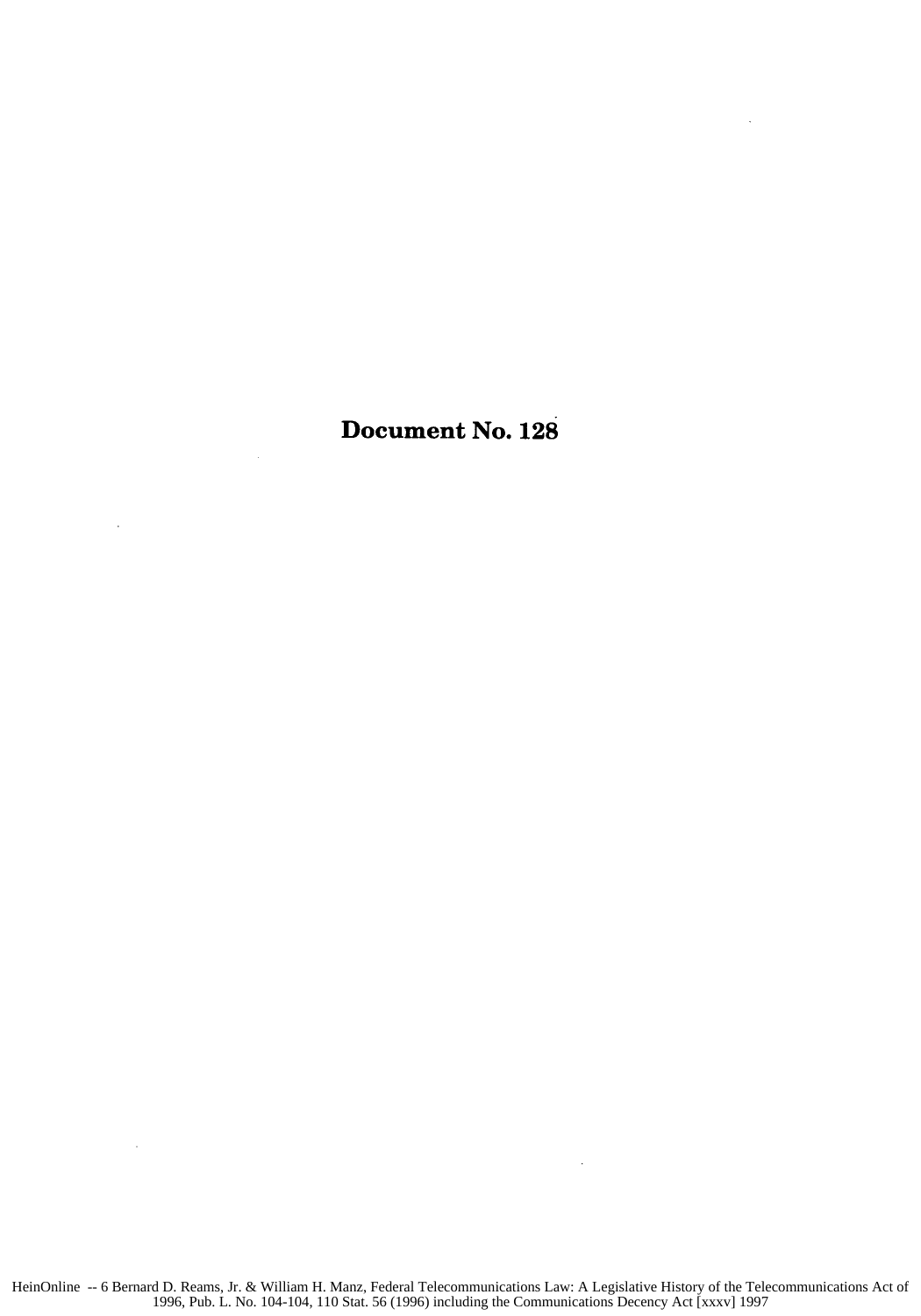# Document No. 128